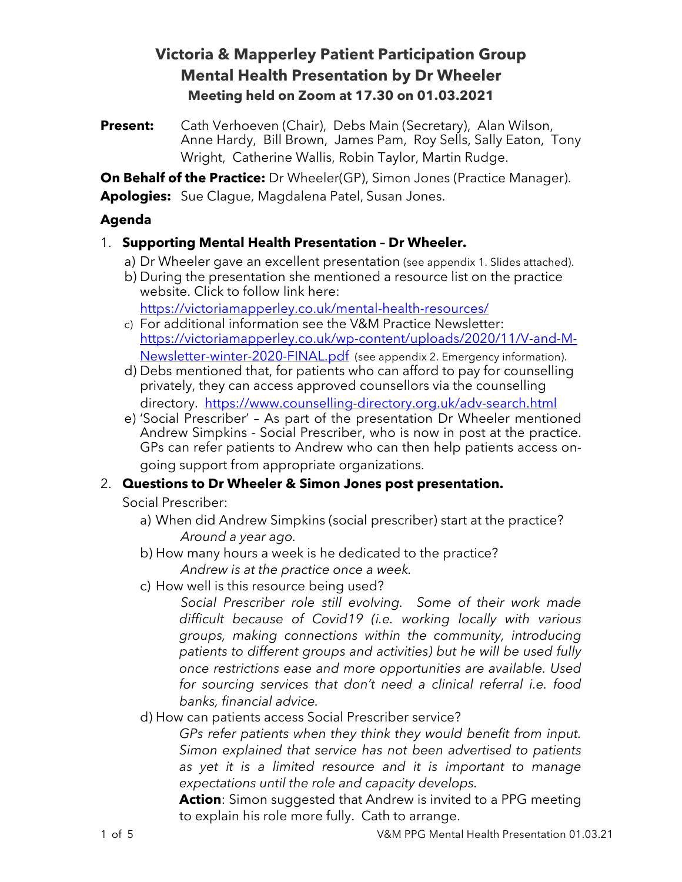# Victoria & Mapperley Patient Participation Group
## Mental Health Presentation by Dr Wheeler
### Meeting held on Zoom at 17.30 on 01.03.2021

**Present:** Cath Verhoeven (Chair), Debs Main (Secretary), Alan Wilson, Anne Hardy, Bill Brown, James Pam, Roy Sells, Sally Eaton, Tony Wright, Catherine Wallis, Robin Taylor, Martin Rudge.

**On Behalf of the Practice:** Dr Wheeler(GP), Simon Jones (Practice Manager).

**Apologies:** Sue Clague, Magdalena Patel, Susan Jones.

### Agenda

1. **Supporting Mental Health Presentation – Dr Wheeler.**
   a) Dr Wheeler gave an excellent presentation (see appendix 1. Slides attached).
   b) During the presentation she mentioned a resource list on the practice website. Click to follow link here: https://victoriamapperley.co.uk/mental-health-resources/
   c) For additional information see the V&M Practice Newsletter: https://victoriamapperley.co.uk/wp-content/uploads/2020/11/V-and-M-Newsletter-winter-2020-FINAL.pdf (see appendix 2. Emergency information).
   d) Debs mentioned that, for patients who can afford to pay for counselling privately, they can access approved counsellors via the counselling directory. https://www.counselling-directory.org.uk/adv-search.html
   e) 'Social Prescriber' – As part of the presentation Dr Wheeler mentioned Andrew Simpkins - Social Prescriber, who is now in post at the practice. GPs can refer patients to Andrew who can then help patients access on-going support from appropriate organizations.

2. **Questions to Dr Wheeler & Simon Jones post presentation.**

   Social Prescriber:

   a) When did Andrew Simpkins (social prescriber) start at the practice?
      *Around a year ago.*
   b) How many hours a week is he dedicated to the practice?
      *Andrew is at the practice once a week.*
   c) How well is this resource being used?
      *Social Prescriber role still evolving. Some of their work made difficult because of Covid19 (i.e. working locally with various groups, making connections within the community, introducing patients to different groups and activities) but he will be used fully once restrictions ease and more opportunities are available. Used for sourcing services that don't need a clinical referral i.e. food banks, financial advice.*
   d) How can patients access Social Prescriber service?
      *GPs refer patients when they think they would benefit from input. Simon explained that service has not been advertised to patients as yet it is a limited resource and it is important to manage expectations until the role and capacity develops.*

      **Action**: Simon suggested that Andrew is invited to a PPG meeting to explain his role more fully. Cath to arrange.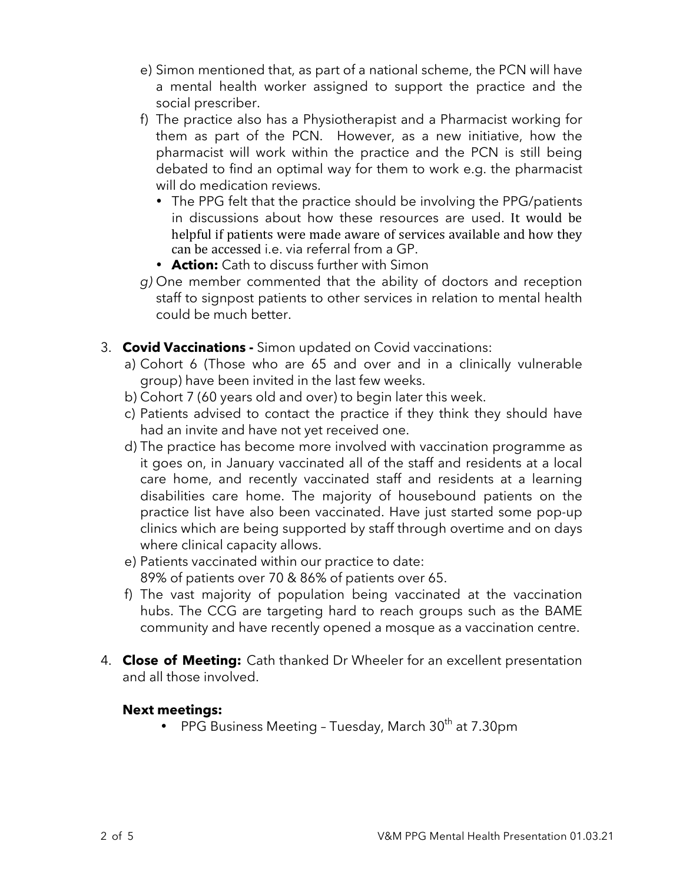e) Simon mentioned that, as part of a national scheme, the PCN will have a mental health worker assigned to support the practice and the social prescriber.

f) The practice also has a Physiotherapist and a Pharmacist working for them as part of the PCN. However, as a new initiative, how the pharmacist will work within the practice and the PCN is still being debated to find an optimal way for them to work e.g. the pharmacist will do medication reviews.
   - The PPG felt that the practice should be involving the PPG/patients in discussions about how these resources are used. It would be helpful if patients were made aware of services available and how they can be accessed i.e. via referral from a GP.
   - **Action:** Cath to discuss further with Simon

*g)* One member commented that the ability of doctors and reception staff to signpost patients to other services in relation to mental health could be much better.

3. **Covid Vaccinations -** Simon updated on Covid vaccinations:
   a) Cohort 6 (Those who are 65 and over and in a clinically vulnerable group) have been invited in the last few weeks.
   b) Cohort 7 (60 years old and over) to begin later this week.
   c) Patients advised to contact the practice if they think they should have had an invite and have not yet received one.
   d) The practice has become more involved with vaccination programme as it goes on, in January vaccinated all of the staff and residents at a local care home, and recently vaccinated staff and residents at a learning disabilities care home. The majority of housebound patients on the practice list have also been vaccinated. Have just started some pop-up clinics which are being supported by staff through overtime and on days where clinical capacity allows.
   e) Patients vaccinated within our practice to date:
   89% of patients over 70 & 86% of patients over 65.
   f) The vast majority of population being vaccinated at the vaccination hubs. The CCG are targeting hard to reach groups such as the BAME community and have recently opened a mosque as a vaccination centre.

4. **Close of Meeting:** Cath thanked Dr Wheeler for an excellent presentation and all those involved.

**Next meetings:**

- PPG Business Meeting – Tuesday, March 30th at 7.30pm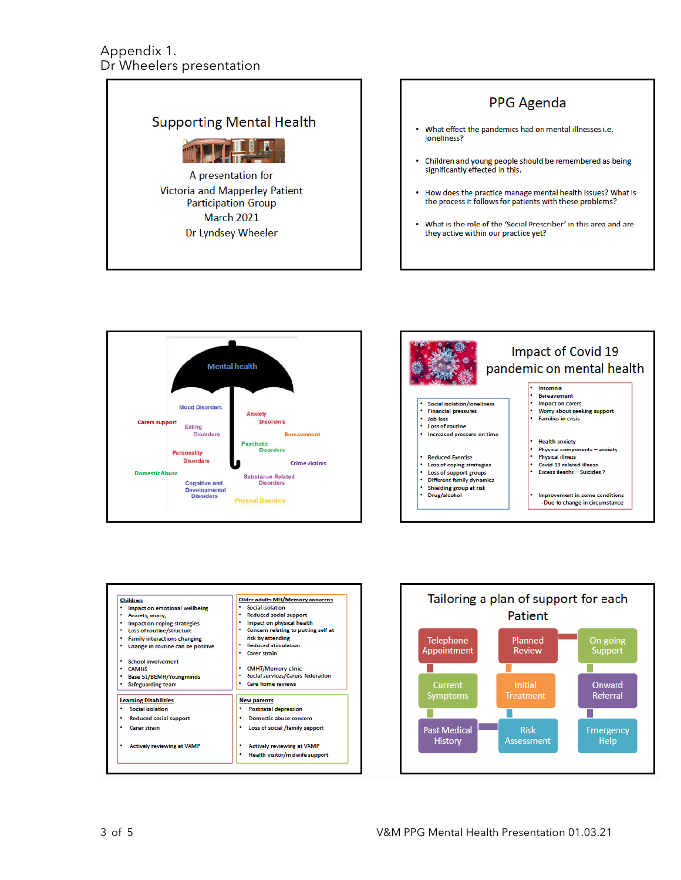Appendix 1.
Dr Wheelers presentation

## Supporting Mental Health

A presentation for
Victoria and Mapperley Patient Participation Group
March 2021
Dr Lyndsey Wheeler

## PPG Agenda

- What effect the pandemics had on mental illnesses i.e. loneliness?
- Children and young people should be remembered as being significantly effected in this.
- How does the practice manage mental health issues? What is the process it follows for patients with these problems?
- What is the role of the 'Social Prescriber' in this area and are they active within our practice yet?

## Mental health

Mood Disorders, Anxiety Disorders, Carers support, Eating Disorders, Bereavement, Psychotic Disorders, Personality Disorders, Crime victims, Domestic Abuse, Substance Related Disorders, Cognitive and Developmental Disorders, Physical Disorders

## Impact of Covid 19 pandemic on mental health

- Social isolation/loneliness
- Financial pressures
- Job loss
- Loss of routine
- Increased pressure on time

- Reduced Exercise
- Loss of coping strategies
- Loss of support groups
- Different family dynamics
- Shielding group at risk
- Drug/alcohol

- Insomnia
- Bereavement
- Impact on carers
- Worry about seeking support
- Families in crisis

- Health anxiety
- Physical components – anxiety
- Physical illness
- Covid 19 related illness
- Excess deaths – Suicides ?

- Improvement in some conditions
  - Due to change in circumstance

**Children**
- Impact on emotional wellbeing
- Anxiety, worry,
- Impact on coping strategies
- Loss of routine/structure
- Family interactions changing
- Change in routine can be positive

- School involvement
- CAMHS
- Base 51/BEMH/Youngminds
- Safeguarding team

**Older adults MH/Memory concerns**
- Social isolation
- Reduced social support
- Impact on physical health
- Concern relating to putting self at risk by attending
- Reduced stimulation
- Carer strain

- CMHT/Memory clinic
- Social services/Carers federation
- Care home reviews

**Learning Disabilities**
- Social isolation
- Reduced social support
- Carer strain

- Actively reviewing at VAMP

**New parents**
- Postnatal depression
- Domestic abuse concern
- Loss of social /family support

- Actively reviewing at VAMP
- Health visitor/midwife support

## Tailoring a plan of support for each Patient

Telephone Appointment → Current Symptoms → Past Medical History → Risk Assessment → Initial Treatment → Planned Review → On-going Support → Onward Referral → Emergency Help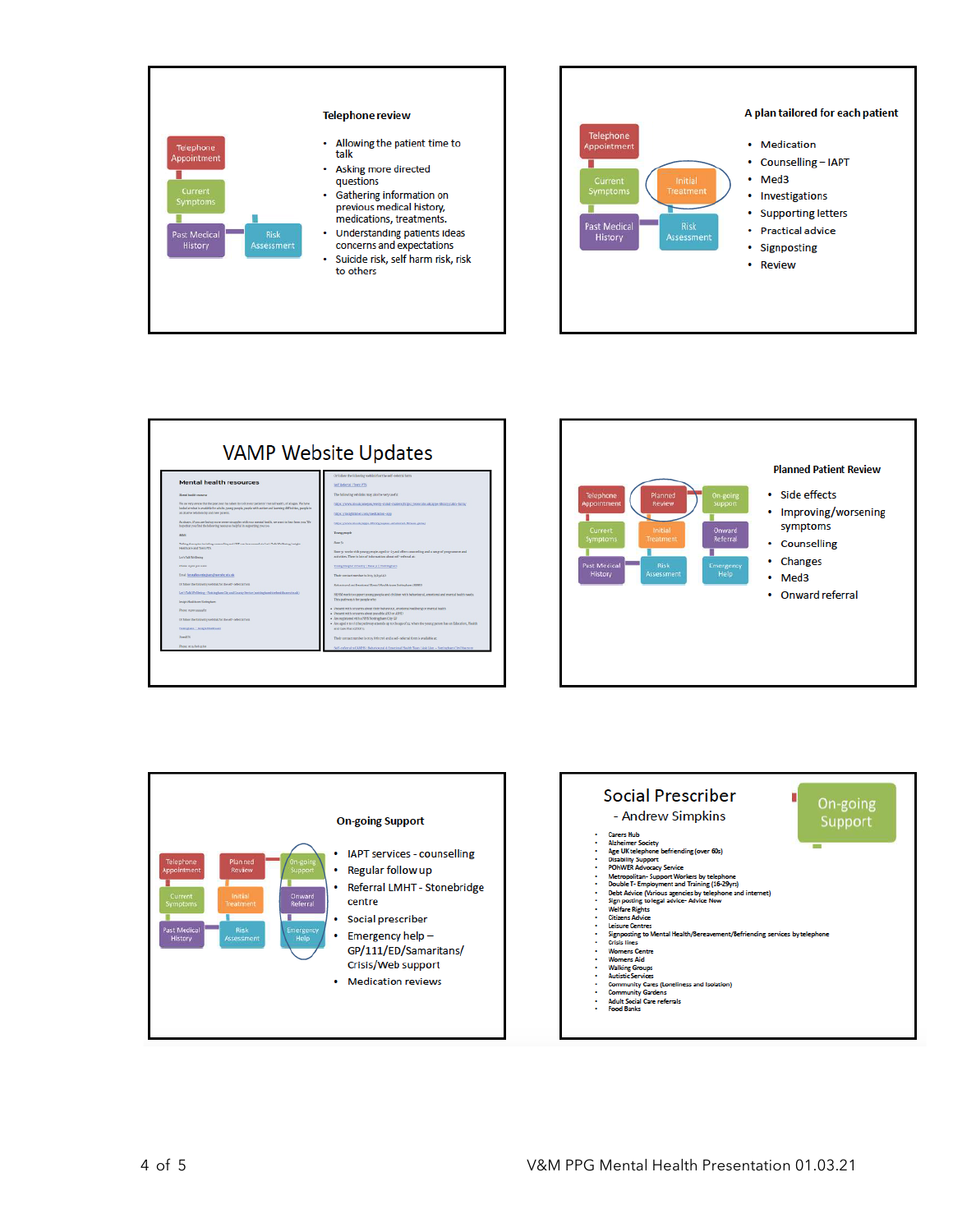### Telephone review

- Allowing the patient time to talk
- Asking more directed questions
- Gathering information on previous medical history, medications, treatments.
- Understanding patients ideas concerns and expectations
- Suicide risk, self harm risk, risk to others

### A plan tailored for each patient

- Medication
- Counselling – IAPT
- Med3
- Investigations
- Supporting letters
- Practical advice
- Signposting
- Review

## VAMP Website Updates

### Planned Patient Review

- Side effects
- Improving/worsening symptoms
- Counselling
- Changes
- Med3
- Onward referral

### On-going Support

- IAPT services - counselling
- Regular follow up
- Referral LMHT - Stonebridge centre
- Social prescriber
- Emergency help – GP/111/ED/Samaritans/ Crisis/Web support
- Medication reviews

## Social Prescriber

- Andrew Simpkins

- Carers Hub
- Alzheimer Society
- Age UK telephone befriending (over 60s)
- Disability Support
- POhWER Advocacy Service
- Metropolitan- Support Workers by telephone
- Double T- Employment and Training (16-29yrs)
- Debt Advice (Various agencies by telephone and internet)
- Sign posting to legal advice- Advice Now
- Welfare Rights
- Citizens Advice
- Leisure Centres
- Signposting to Mental Health/Bereavement/Befriending services by telephone
- Crisis lines
- Womens Centre
- Womens Aid
- Walking Groups
- Autistic Services
- Community Cares (Loneliness and Isolation)
- Community Gardens
- Adult Social Care referrals
- Food Banks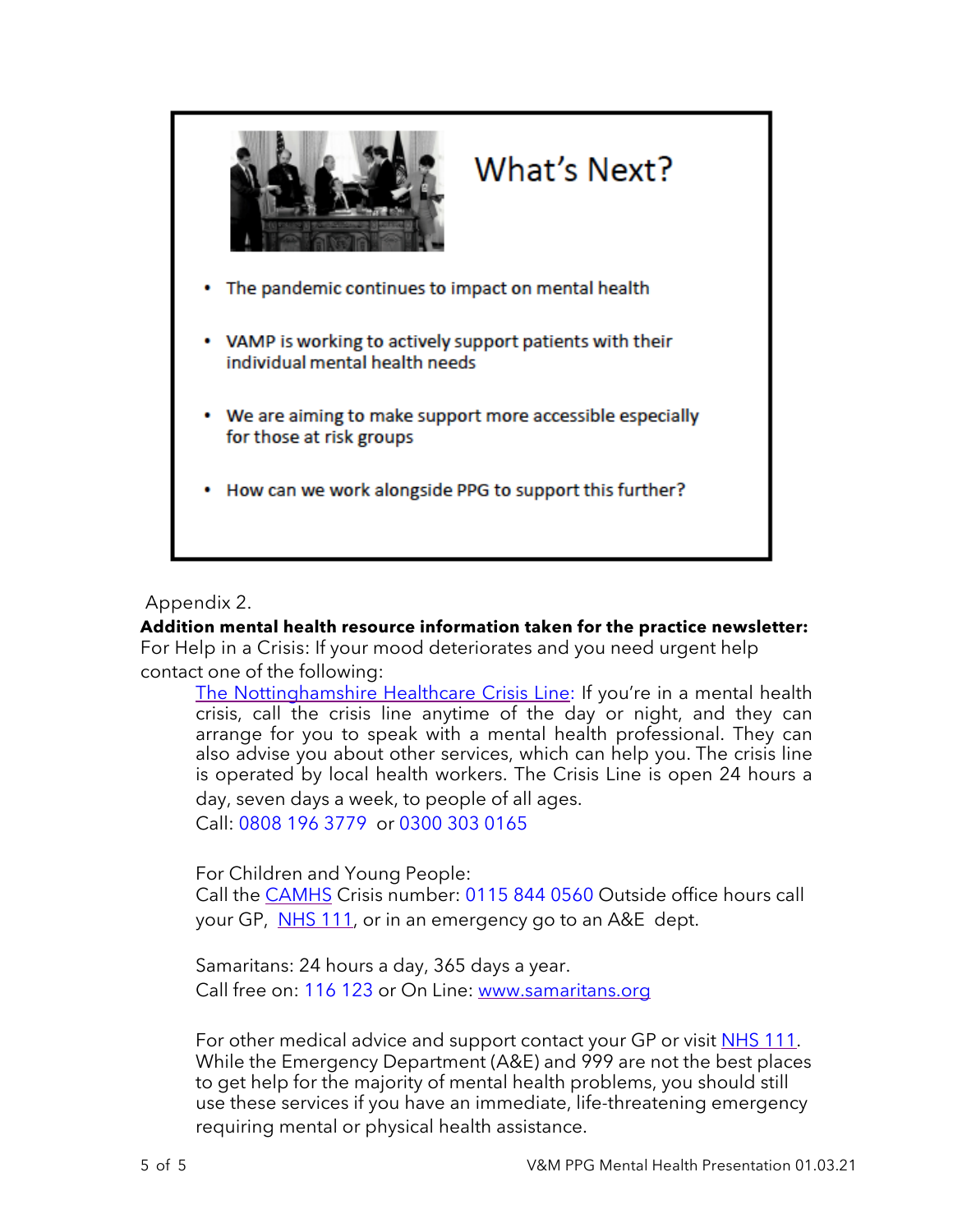## What's Next?

- The pandemic continues to impact on mental health
- VAMP is working to actively support patients with their individual mental health needs
- We are aiming to make support more accessible especially for those at risk groups
- How can we work alongside PPG to support this further?

Appendix 2.

**Addition mental health resource information taken for the practice newsletter:**

For Help in a Crisis: If your mood deteriorates and you need urgent help contact one of the following:

The Nottinghamshire Healthcare Crisis Line: If you're in a mental health crisis, call the crisis line anytime of the day or night, and they can arrange for you to speak with a mental health professional. They can also advise you about other services, which can help you. The crisis line is operated by local health workers. The Crisis Line is open 24 hours a day, seven days a week, to people of all ages.
Call: 0808 196 3779 or 0300 303 0165

For Children and Young People:
Call the CAMHS Crisis number: 0115 844 0560 Outside office hours call your GP, NHS 111, or in an emergency go to an A&E dept.

Samaritans: 24 hours a day, 365 days a year.
Call free on: 116 123 or On Line: www.samaritans.org

For other medical advice and support contact your GP or visit NHS 111. While the Emergency Department (A&E) and 999 are not the best places to get help for the majority of mental health problems, you should still use these services if you have an immediate, life-threatening emergency requiring mental or physical health assistance.